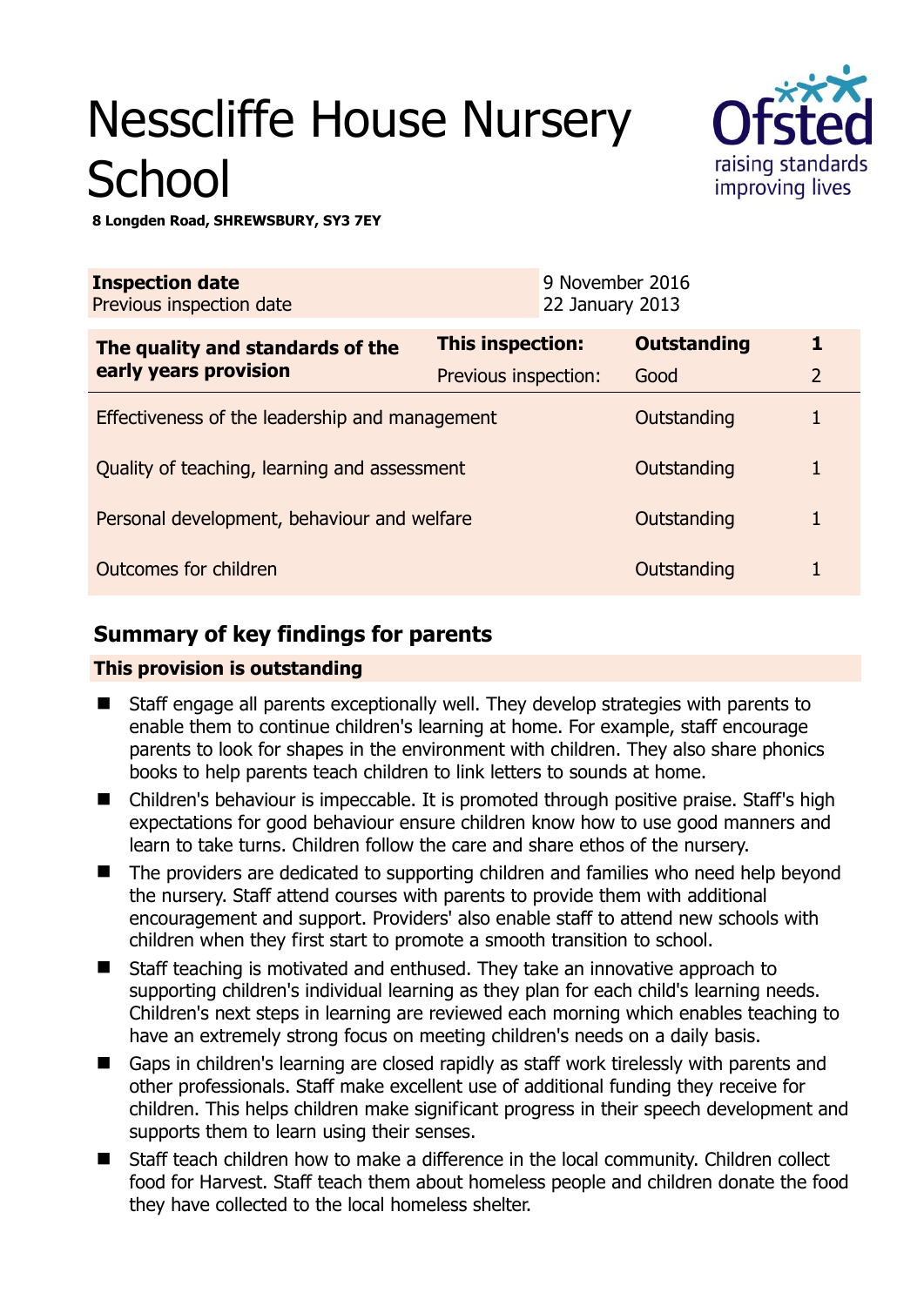# Nesscliffe House Nursery School

**8 Longden Road, SHREWSBURY, SY3 7EY**

| **Inspection date** | 9 November 2016 |
|---|---|
| Previous inspection date | 22 January 2013 |

| **The quality and standards of the early years provision** | **This inspection:** | **Outstanding** | **1** |
|---|---|---|---|
| | Previous inspection: | Good | 2 |
| Effectiveness of the leadership and management | | Outstanding | 1 |
| Quality of teaching, learning and assessment | | Outstanding | 1 |
| Personal development, behaviour and welfare | | Outstanding | 1 |
| Outcomes for children | | Outstanding | 1 |

## Summary of key findings for parents

**This provision is outstanding**

- Staff engage all parents exceptionally well. They develop strategies with parents to enable them to continue children's learning at home. For example, staff encourage parents to look for shapes in the environment with children. They also share phonics books to help parents teach children to link letters to sounds at home.
- Children's behaviour is impeccable. It is promoted through positive praise. Staff's high expectations for good behaviour ensure children know how to use good manners and learn to take turns. Children follow the care and share ethos of the nursery.
- The providers are dedicated to supporting children and families who need help beyond the nursery. Staff attend courses with parents to provide them with additional encouragement and support. Providers' also enable staff to attend new schools with children when they first start to promote a smooth transition to school.
- Staff teaching is motivated and enthused. They take an innovative approach to supporting children's individual learning as they plan for each child's learning needs. Children's next steps in learning are reviewed each morning which enables teaching to have an extremely strong focus on meeting children's needs on a daily basis.
- Gaps in children's learning are closed rapidly as staff work tirelessly with parents and other professionals. Staff make excellent use of additional funding they receive for children. This helps children make significant progress in their speech development and supports them to learn using their senses.
- Staff teach children how to make a difference in the local community. Children collect food for Harvest. Staff teach them about homeless people and children donate the food they have collected to the local homeless shelter.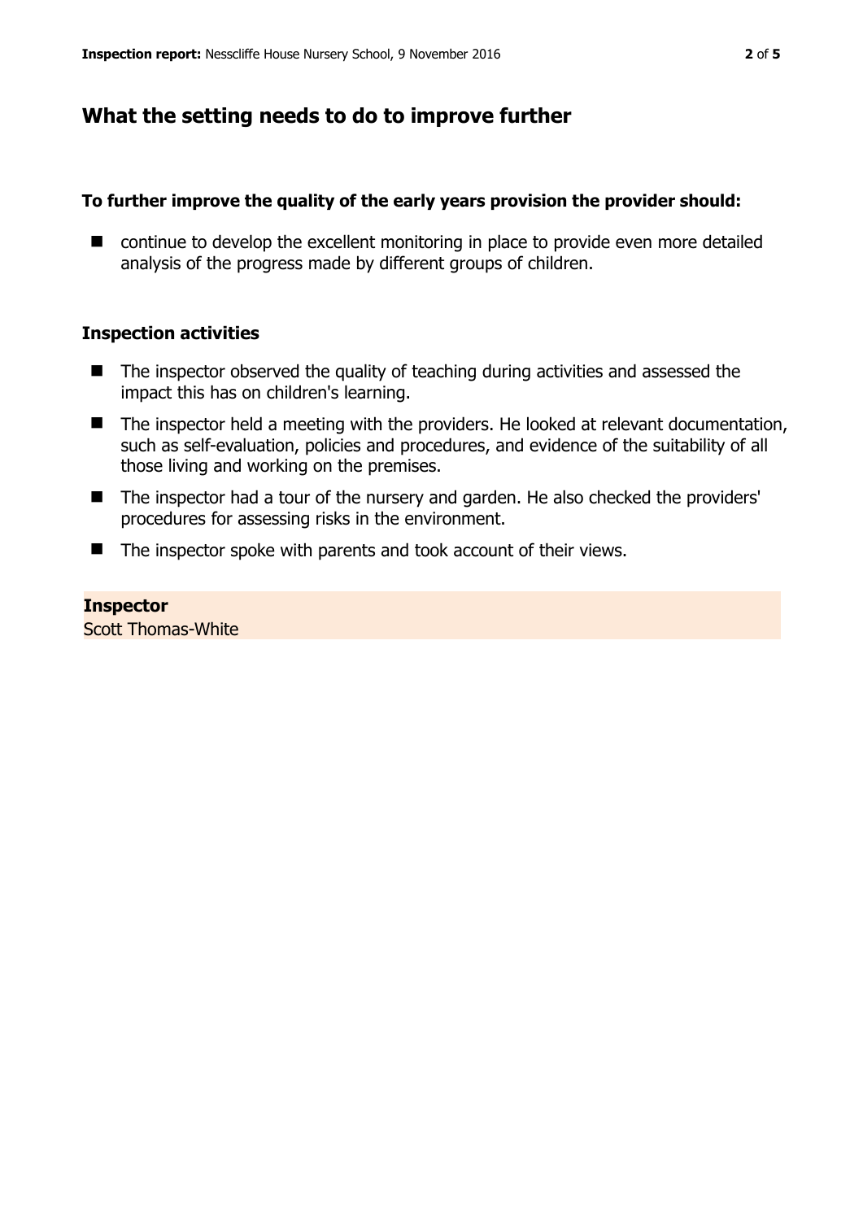## What the setting needs to do to improve further

**To further improve the quality of the early years provision the provider should:**

- continue to develop the excellent monitoring in place to provide even more detailed analysis of the progress made by different groups of children.

### Inspection activities

- The inspector observed the quality of teaching during activities and assessed the impact this has on children's learning.
- The inspector held a meeting with the providers. He looked at relevant documentation, such as self-evaluation, policies and procedures, and evidence of the suitability of all those living and working on the premises.
- The inspector had a tour of the nursery and garden. He also checked the providers' procedures for assessing risks in the environment.
- The inspector spoke with parents and took account of their views.

**Inspector**
Scott Thomas-White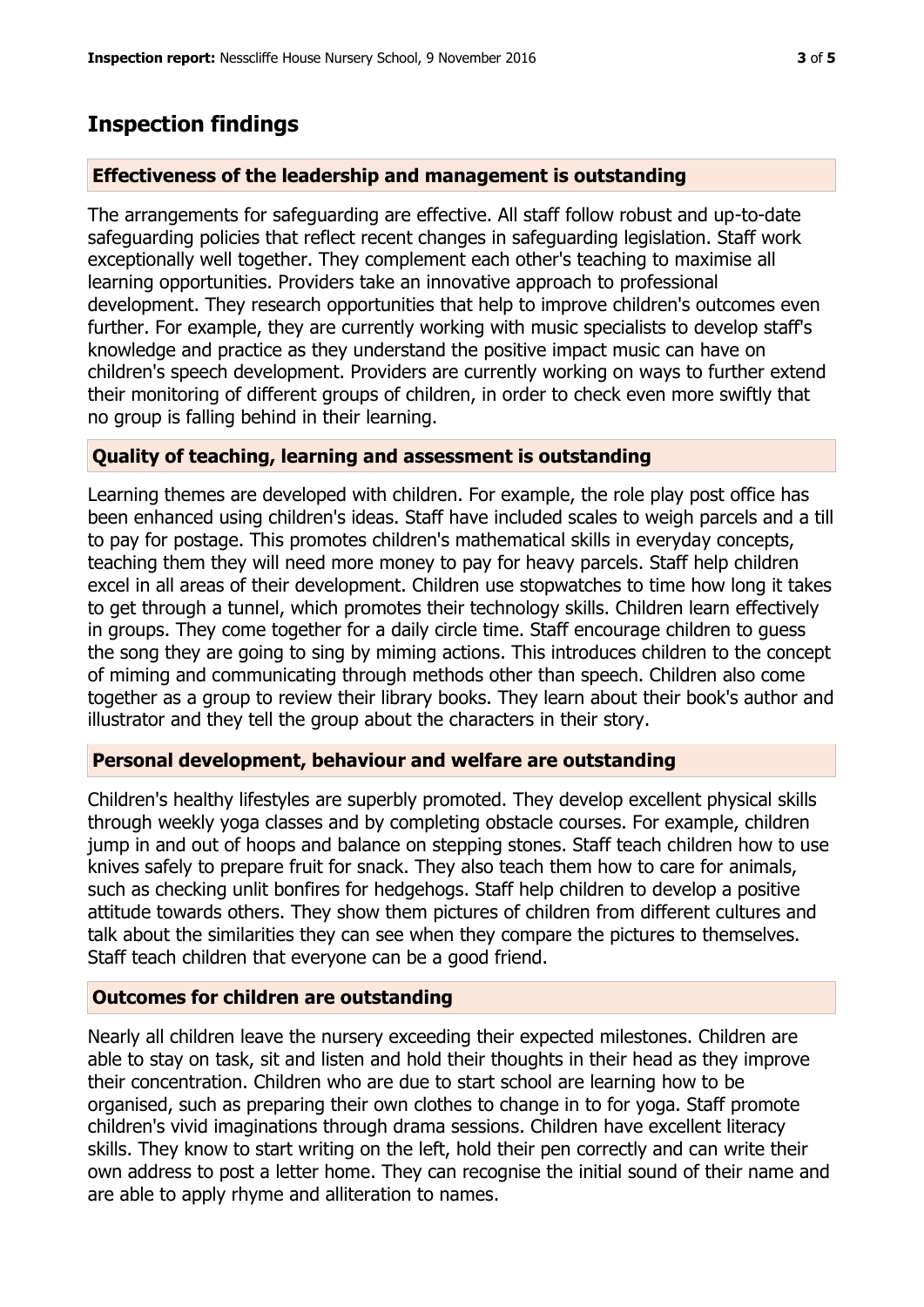## Inspection findings

### Effectiveness of the leadership and management is outstanding

The arrangements for safeguarding are effective. All staff follow robust and up-to-date safeguarding policies that reflect recent changes in safeguarding legislation. Staff work exceptionally well together. They complement each other's teaching to maximise all learning opportunities. Providers take an innovative approach to professional development. They research opportunities that help to improve children's outcomes even further. For example, they are currently working with music specialists to develop staff's knowledge and practice as they understand the positive impact music can have on children's speech development. Providers are currently working on ways to further extend their monitoring of different groups of children, in order to check even more swiftly that no group is falling behind in their learning.

### Quality of teaching, learning and assessment is outstanding

Learning themes are developed with children. For example, the role play post office has been enhanced using children's ideas. Staff have included scales to weigh parcels and a till to pay for postage. This promotes children's mathematical skills in everyday concepts, teaching them they will need more money to pay for heavy parcels. Staff help children excel in all areas of their development. Children use stopwatches to time how long it takes to get through a tunnel, which promotes their technology skills. Children learn effectively in groups. They come together for a daily circle time. Staff encourage children to guess the song they are going to sing by miming actions. This introduces children to the concept of miming and communicating through methods other than speech. Children also come together as a group to review their library books. They learn about their book's author and illustrator and they tell the group about the characters in their story.

### Personal development, behaviour and welfare are outstanding

Children's healthy lifestyles are superbly promoted. They develop excellent physical skills through weekly yoga classes and by completing obstacle courses. For example, children jump in and out of hoops and balance on stepping stones. Staff teach children how to use knives safely to prepare fruit for snack. They also teach them how to care for animals, such as checking unlit bonfires for hedgehogs. Staff help children to develop a positive attitude towards others. They show them pictures of children from different cultures and talk about the similarities they can see when they compare the pictures to themselves. Staff teach children that everyone can be a good friend.

### Outcomes for children are outstanding

Nearly all children leave the nursery exceeding their expected milestones. Children are able to stay on task, sit and listen and hold their thoughts in their head as they improve their concentration. Children who are due to start school are learning how to be organised, such as preparing their own clothes to change in to for yoga. Staff promote children's vivid imaginations through drama sessions. Children have excellent literacy skills. They know to start writing on the left, hold their pen correctly and can write their own address to post a letter home. They can recognise the initial sound of their name and are able to apply rhyme and alliteration to names.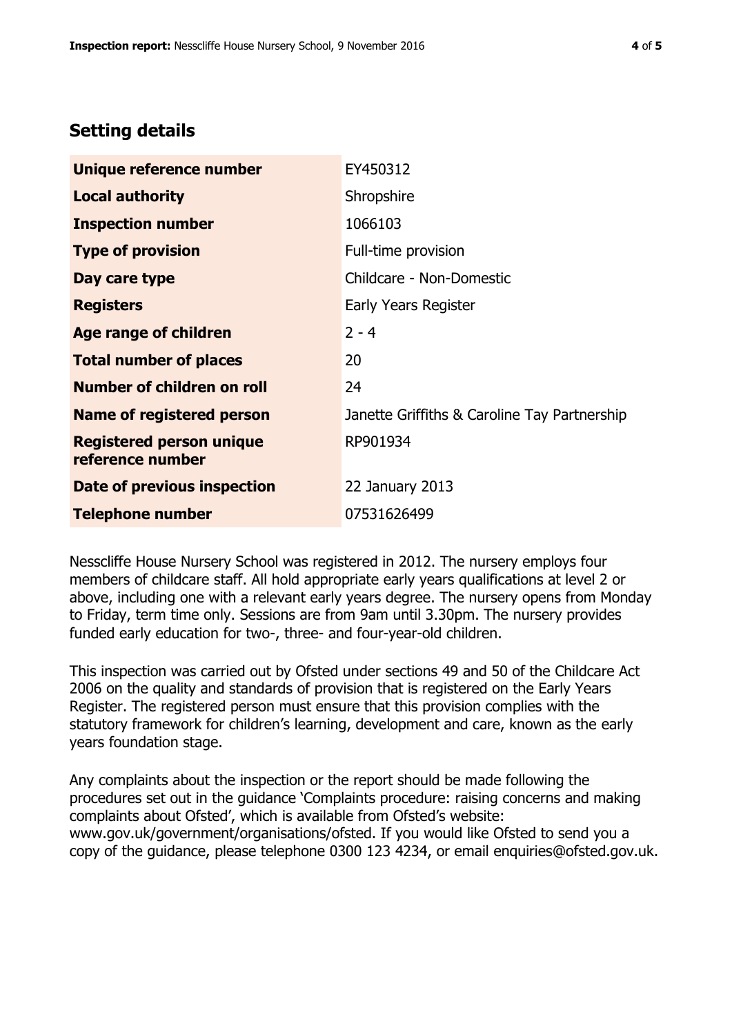## Setting details

| | |
|---|---|
| **Unique reference number** | EY450312 |
| **Local authority** | Shropshire |
| **Inspection number** | 1066103 |
| **Type of provision** | Full-time provision |
| **Day care type** | Childcare - Non-Domestic |
| **Registers** | Early Years Register |
| **Age range of children** | 2 - 4 |
| **Total number of places** | 20 |
| **Number of children on roll** | 24 |
| **Name of registered person** | Janette Griffiths & Caroline Tay Partnership |
| **Registered person unique reference number** | RP901934 |
| **Date of previous inspection** | 22 January 2013 |
| **Telephone number** | 07531626499 |

Nesscliffe House Nursery School was registered in 2012. The nursery employs four members of childcare staff. All hold appropriate early years qualifications at level 2 or above, including one with a relevant early years degree. The nursery opens from Monday to Friday, term time only. Sessions are from 9am until 3.30pm. The nursery provides funded early education for two-, three- and four-year-old children.

This inspection was carried out by Ofsted under sections 49 and 50 of the Childcare Act 2006 on the quality and standards of provision that is registered on the Early Years Register. The registered person must ensure that this provision complies with the statutory framework for children's learning, development and care, known as the early years foundation stage.

Any complaints about the inspection or the report should be made following the procedures set out in the guidance 'Complaints procedure: raising concerns and making complaints about Ofsted', which is available from Ofsted's website: www.gov.uk/government/organisations/ofsted. If you would like Ofsted to send you a copy of the guidance, please telephone 0300 123 4234, or email enquiries@ofsted.gov.uk.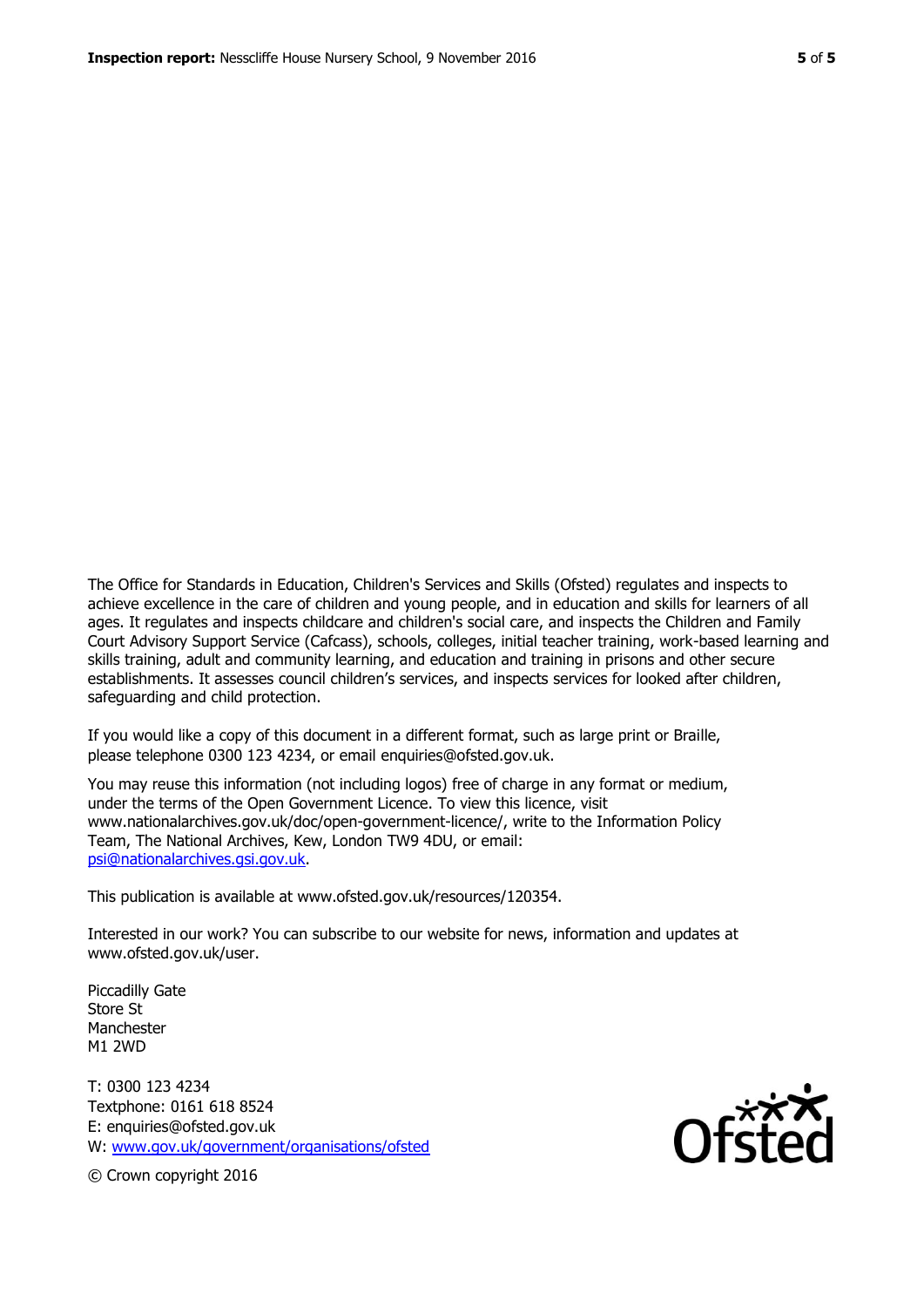The Office for Standards in Education, Children's Services and Skills (Ofsted) regulates and inspects to achieve excellence in the care of children and young people, and in education and skills for learners of all ages. It regulates and inspects childcare and children's social care, and inspects the Children and Family Court Advisory Support Service (Cafcass), schools, colleges, initial teacher training, work-based learning and skills training, adult and community learning, and education and training in prisons and other secure establishments. It assesses council children's services, and inspects services for looked after children, safeguarding and child protection.

If you would like a copy of this document in a different format, such as large print or Braille, please telephone 0300 123 4234, or email enquiries@ofsted.gov.uk.

You may reuse this information (not including logos) free of charge in any format or medium, under the terms of the Open Government Licence. To view this licence, visit www.nationalarchives.gov.uk/doc/open-government-licence/, write to the Information Policy Team, The National Archives, Kew, London TW9 4DU, or email: psi@nationalarchives.gsi.gov.uk.

This publication is available at www.ofsted.gov.uk/resources/120354.

Interested in our work? You can subscribe to our website for news, information and updates at www.ofsted.gov.uk/user.

Piccadilly Gate
Store St
Manchester
M1 2WD

T: 0300 123 4234
Textphone: 0161 618 8524
E: enquiries@ofsted.gov.uk
W: www.gov.uk/government/organisations/ofsted

© Crown copyright 2016